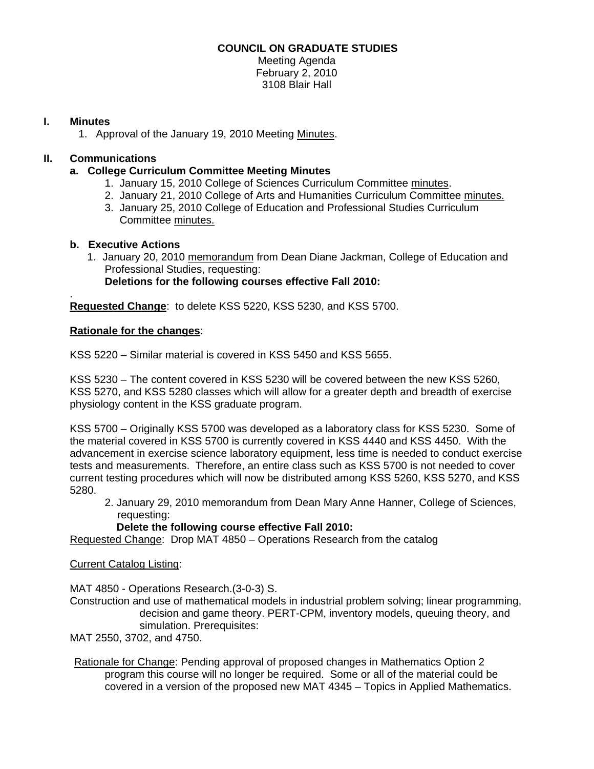**COUNCIL ON GRADUATE STUDIES**

Meeting Agenda
February 2, 2010
3108 Blair Hall

## I. Minutes

1. Approval of the January 19, 2010 Meeting Minutes.

## II. Communications

### a. College Curriculum Committee Meeting Minutes

1. January 15, 2010 College of Sciences Curriculum Committee minutes.
2. January 21, 2010 College of Arts and Humanities Curriculum Committee minutes.
3. January 25, 2010 College of Education and Professional Studies Curriculum Committee minutes.

### b. Executive Actions

1. January 20, 2010 memorandum from Dean Diane Jackman, College of Education and Professional Studies, requesting:
   **Deletions for the following courses effective Fall 2010:**

.

**Requested Change**: to delete KSS 5220, KSS 5230, and KSS 5700.

**Rationale for the changes**:

KSS 5220 – Similar material is covered in KSS 5450 and KSS 5655.

KSS 5230 – The content covered in KSS 5230 will be covered between the new KSS 5260, KSS 5270, and KSS 5280 classes which will allow for a greater depth and breadth of exercise physiology content in the KSS graduate program.

KSS 5700 – Originally KSS 5700 was developed as a laboratory class for KSS 5230. Some of the material covered in KSS 5700 is currently covered in KSS 4440 and KSS 4450. With the advancement in exercise science laboratory equipment, less time is needed to conduct exercise tests and measurements. Therefore, an entire class such as KSS 5700 is not needed to cover current testing procedures which will now be distributed among KSS 5260, KSS 5270, and KSS 5280.

2. January 29, 2010 memorandum from Dean Mary Anne Hanner, College of Sciences, requesting:
   **Delete the following course effective Fall 2010:**

Requested Change: Drop MAT 4850 – Operations Research from the catalog

Current Catalog Listing:

MAT 4850 - Operations Research.(3-0-3) S.
Construction and use of mathematical models in industrial problem solving; linear programming, decision and game theory. PERT-CPM, inventory models, queuing theory, and simulation. Prerequisites:
MAT 2550, 3702, and 4750.

Rationale for Change: Pending approval of proposed changes in Mathematics Option 2 program this course will no longer be required. Some or all of the material could be covered in a version of the proposed new MAT 4345 – Topics in Applied Mathematics.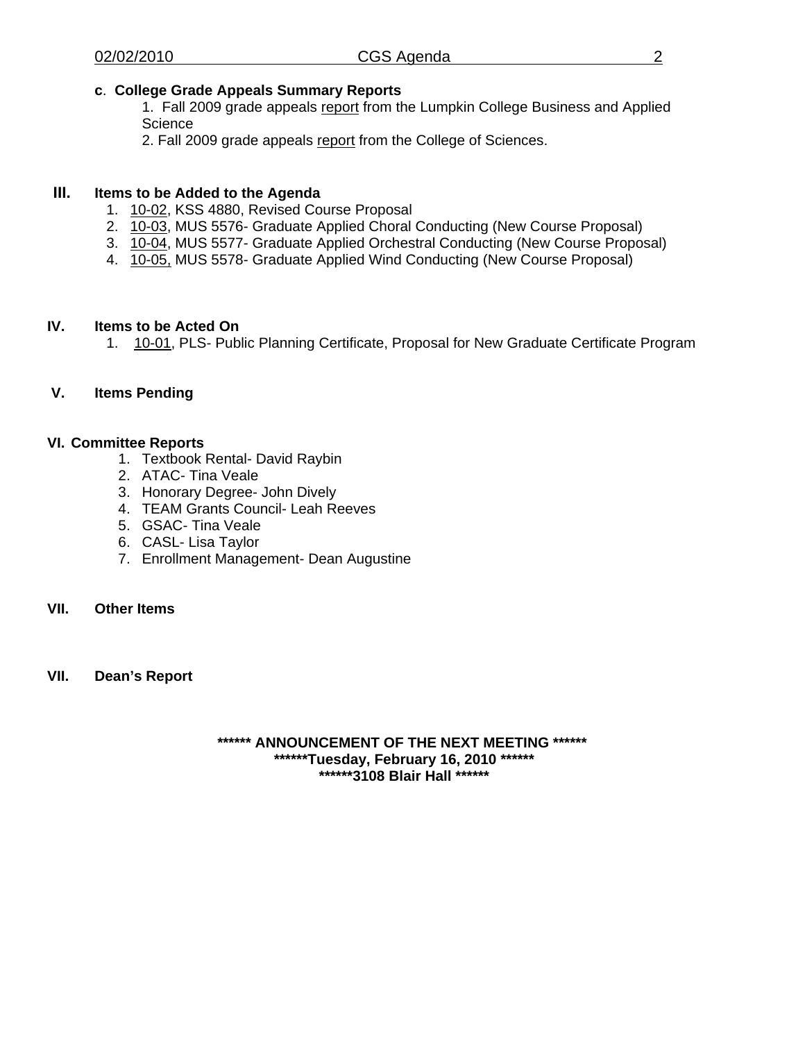**c**. **College Grade Appeals Summary Reports**

1. Fall 2009 grade appeals report from the Lumpkin College Business and Applied Science
2. Fall 2009 grade appeals report from the College of Sciences.

## III. Items to be Added to the Agenda

1. 10-02, KSS 4880, Revised Course Proposal
2. 10-03, MUS 5576- Graduate Applied Choral Conducting (New Course Proposal)
3. 10-04, MUS 5577- Graduate Applied Orchestral Conducting (New Course Proposal)
4. 10-05, MUS 5578- Graduate Applied Wind Conducting (New Course Proposal)

## IV. Items to be Acted On

1. 10-01, PLS- Public Planning Certificate, Proposal for New Graduate Certificate Program

## V. Items Pending

## VI. Committee Reports

1. Textbook Rental- David Raybin
2. ATAC- Tina Veale
3. Honorary Degree- John Dively
4. TEAM Grants Council- Leah Reeves
5. GSAC- Tina Veale
6. CASL- Lisa Taylor
7. Enrollment Management- Dean Augustine

## VII. Other Items

## VII. Dean's Report

**\*\*\*\*\*\* ANNOUNCEMENT OF THE NEXT MEETING \*\*\*\*\*\***
**\*\*\*\*\*\*Tuesday, February 16, 2010 \*\*\*\*\*\***
**\*\*\*\*\*\*3108 Blair Hall \*\*\*\*\*\***